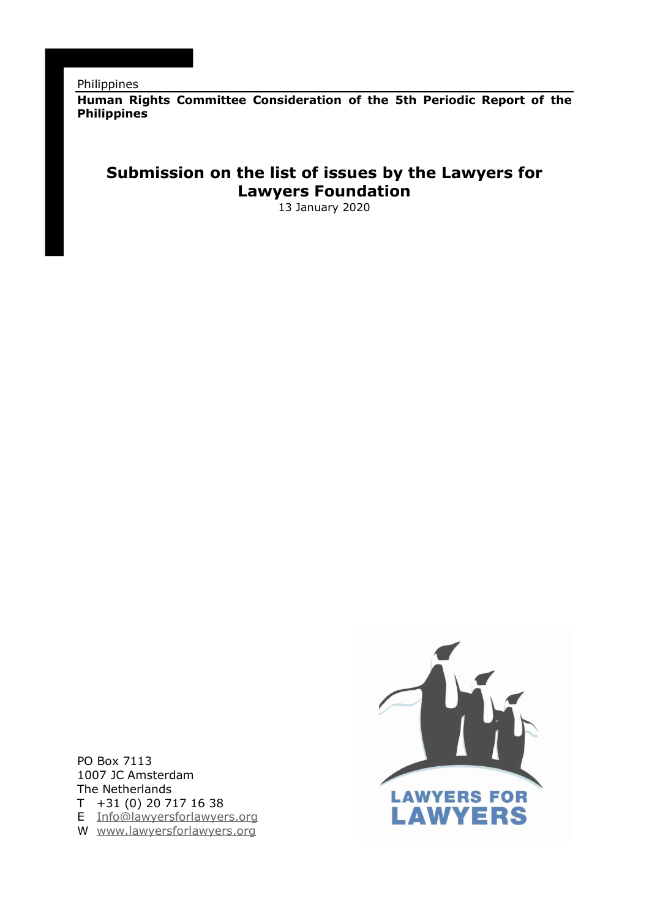Philippines

**Human Rights Committee Consideration of the 5th Periodic Report of the Philippines**

# Submission on the list of issues by the Lawyers for Lawyers Foundation

13 January 2020

PO Box 7113
1007 JC Amsterdam
The Netherlands
T +31 (0) 20 717 16 38
E Info@lawyersforlawyers.org
W www.lawyersforlawyers.org

LAWYERS FOR LAWYERS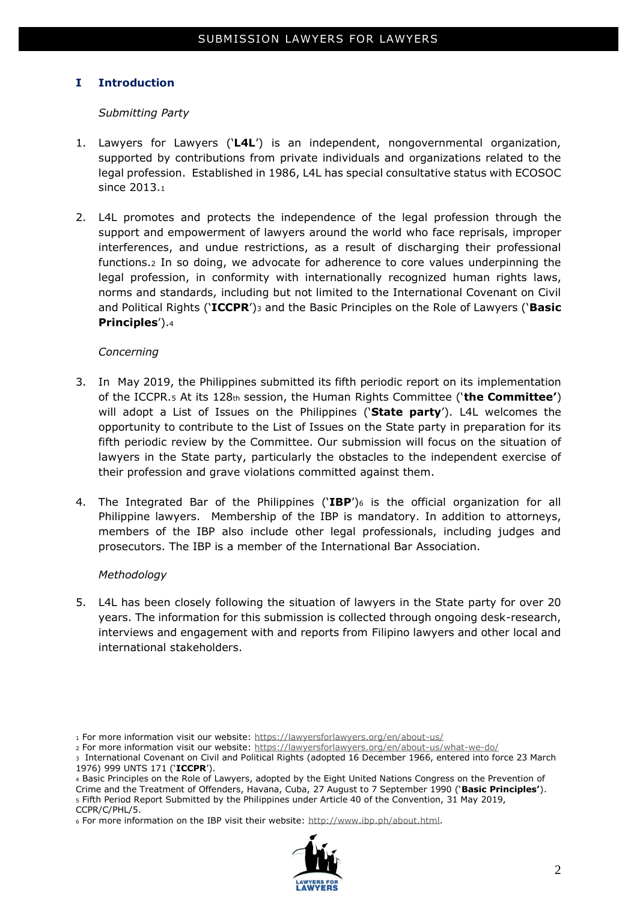## I Introduction

*Submitting Party*

1. Lawyers for Lawyers ('**L4L**') is an independent, nongovernmental organization, supported by contributions from private individuals and organizations related to the legal profession. Established in 1986, L4L has special consultative status with ECOSOC since 2013.[1]

2. L4L promotes and protects the independence of the legal profession through the support and empowerment of lawyers around the world who face reprisals, improper interferences, and undue restrictions, as a result of discharging their professional functions.[2] In so doing, we advocate for adherence to core values underpinning the legal profession, in conformity with internationally recognized human rights laws, norms and standards, including but not limited to the International Covenant on Civil and Political Rights ('**ICCPR**')[3] and the Basic Principles on the Role of Lawyers ('**Basic Principles**').[4]

*Concerning*

3. In May 2019, the Philippines submitted its fifth periodic report on its implementation of the ICCPR.[5] At its 128th session, the Human Rights Committee ('**the Committee'**) will adopt a List of Issues on the Philippines ('**State party**'). L4L welcomes the opportunity to contribute to the List of Issues on the State party in preparation for its fifth periodic review by the Committee. Our submission will focus on the situation of lawyers in the State party, particularly the obstacles to the independent exercise of their profession and grave violations committed against them.

4. The Integrated Bar of the Philippines ('**IBP**')[6] is the official organization for all Philippine lawyers. Membership of the IBP is mandatory. In addition to attorneys, members of the IBP also include other legal professionals, including judges and prosecutors. The IBP is a member of the International Bar Association.

*Methodology*

5. L4L has been closely following the situation of lawyers in the State party for over 20 years. The information for this submission is collected through ongoing desk-research, interviews and engagement with and reports from Filipino lawyers and other local and international stakeholders.

---

[1] For more information visit our website: https://lawyersforlawyers.org/en/about-us/

[2] For more information visit our website: https://lawyersforlawyers.org/en/about-us/what-we-do/

[3] International Covenant on Civil and Political Rights (adopted 16 December 1966, entered into force 23 March 1976) 999 UNTS 171 ('**ICCPR**').

[4] Basic Principles on the Role of Lawyers, adopted by the Eight United Nations Congress on the Prevention of Crime and the Treatment of Offenders, Havana, Cuba, 27 August to 7 September 1990 ('**Basic Principles'**).

[5] Fifth Period Report Submitted by the Philippines under Article 40 of the Convention, 31 May 2019, CCPR/C/PHL/5.

[6] For more information on the IBP visit their website: http://www.ibp.ph/about.html.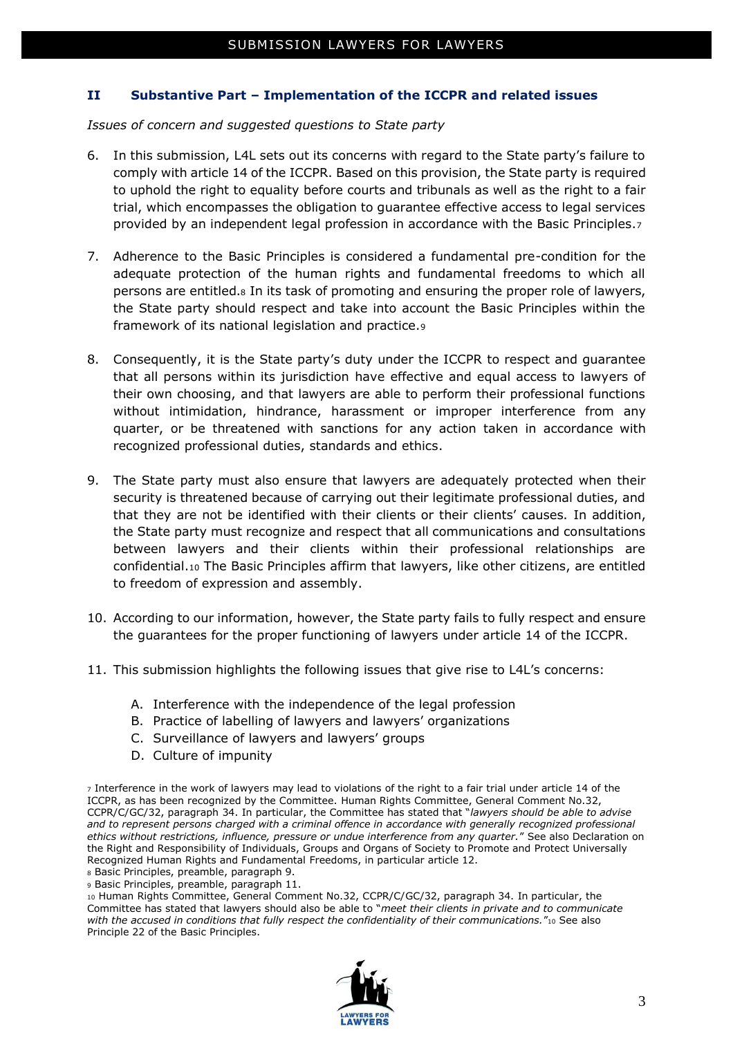## II Substantive Part – Implementation of the ICCPR and related issues

*Issues of concern and suggested questions to State party*

6. In this submission, L4L sets out its concerns with regard to the State party's failure to comply with article 14 of the ICCPR. Based on this provision, the State party is required to uphold the right to equality before courts and tribunals as well as the right to a fair trial, which encompasses the obligation to guarantee effective access to legal services provided by an independent legal profession in accordance with the Basic Principles.[7]

7. Adherence to the Basic Principles is considered a fundamental pre-condition for the adequate protection of the human rights and fundamental freedoms to which all persons are entitled.[8] In its task of promoting and ensuring the proper role of lawyers, the State party should respect and take into account the Basic Principles within the framework of its national legislation and practice.[9]

8. Consequently, it is the State party's duty under the ICCPR to respect and guarantee that all persons within its jurisdiction have effective and equal access to lawyers of their own choosing, and that lawyers are able to perform their professional functions without intimidation, hindrance, harassment or improper interference from any quarter, or be threatened with sanctions for any action taken in accordance with recognized professional duties, standards and ethics.

9. The State party must also ensure that lawyers are adequately protected when their security is threatened because of carrying out their legitimate professional duties, and that they are not be identified with their clients or their clients' causes. In addition, the State party must recognize and respect that all communications and consultations between lawyers and their clients within their professional relationships are confidential.[10] The Basic Principles affirm that lawyers, like other citizens, are entitled to freedom of expression and assembly.

10. According to our information, however, the State party fails to fully respect and ensure the guarantees for the proper functioning of lawyers under article 14 of the ICCPR.

11. This submission highlights the following issues that give rise to L4L's concerns:

    A. Interference with the independence of the legal profession
    B. Practice of labelling of lawyers and lawyers' organizations
    C. Surveillance of lawyers and lawyers' groups
    D. Culture of impunity

[7] Interference in the work of lawyers may lead to violations of the right to a fair trial under article 14 of the ICCPR, as has been recognized by the Committee. Human Rights Committee, General Comment No.32, CCPR/C/GC/32, paragraph 34. In particular, the Committee has stated that "*lawyers should be able to advise and to represent persons charged with a criminal offence in accordance with generally recognized professional ethics without restrictions, influence, pressure or undue interference from any quarter.*" See also Declaration on the Right and Responsibility of Individuals, Groups and Organs of Society to Promote and Protect Universally Recognized Human Rights and Fundamental Freedoms, in particular article 12.

[8] Basic Principles, preamble, paragraph 9.

[9] Basic Principles, preamble, paragraph 11.

[10] Human Rights Committee, General Comment No.32, CCPR/C/GC/32, paragraph 34. In particular, the Committee has stated that lawyers should also be able to "*meet their clients in private and to communicate with the accused in conditions that fully respect the confidentiality of their communications.*"[10] See also Principle 22 of the Basic Principles.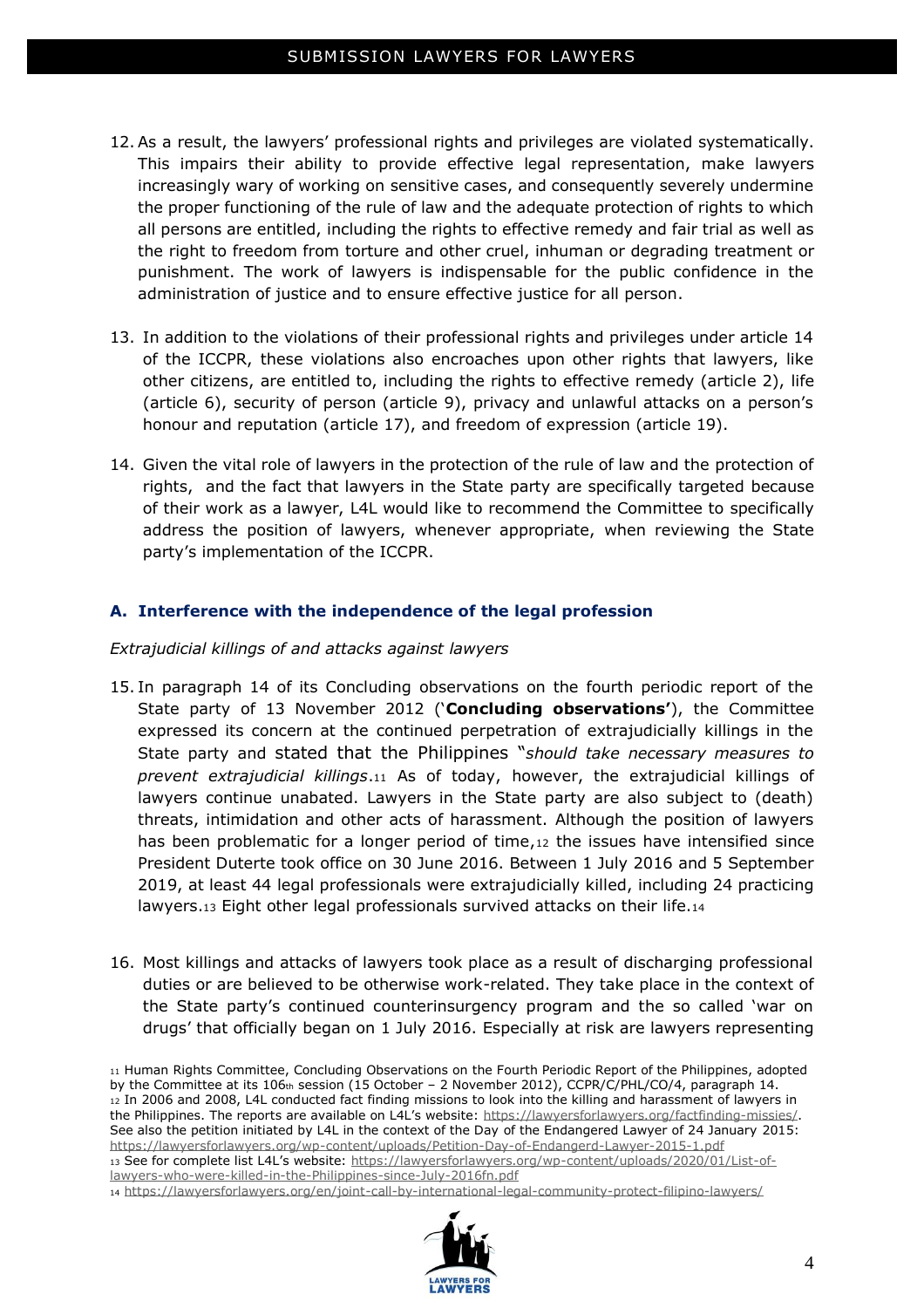12. As a result, the lawyers' professional rights and privileges are violated systematically. This impairs their ability to provide effective legal representation, make lawyers increasingly wary of working on sensitive cases, and consequently severely undermine the proper functioning of the rule of law and the adequate protection of rights to which all persons are entitled, including the rights to effective remedy and fair trial as well as the right to freedom from torture and other cruel, inhuman or degrading treatment or punishment. The work of lawyers is indispensable for the public confidence in the administration of justice and to ensure effective justice for all person.

13. In addition to the violations of their professional rights and privileges under article 14 of the ICCPR, these violations also encroaches upon other rights that lawyers, like other citizens, are entitled to, including the rights to effective remedy (article 2), life (article 6), security of person (article 9), privacy and unlawful attacks on a person's honour and reputation (article 17), and freedom of expression (article 19).

14. Given the vital role of lawyers in the protection of the rule of law and the protection of rights, and the fact that lawyers in the State party are specifically targeted because of their work as a lawyer, L4L would like to recommend the Committee to specifically address the position of lawyers, whenever appropriate, when reviewing the State party's implementation of the ICCPR.

### A. Interference with the independence of the legal profession

*Extrajudicial killings of and attacks against lawyers*

15. In paragraph 14 of its Concluding observations on the fourth periodic report of the State party of 13 November 2012 ('**Concluding observations'**), the Committee expressed its concern at the continued perpetration of extrajudicially killings in the State party and stated that the Philippines "*should take necessary measures to prevent extrajudicial killings*.[11] As of today, however, the extrajudicial killings of lawyers continue unabated. Lawyers in the State party are also subject to (death) threats, intimidation and other acts of harassment. Although the position of lawyers has been problematic for a longer period of time,[12] the issues have intensified since President Duterte took office on 30 June 2016. Between 1 July 2016 and 5 September 2019, at least 44 legal professionals were extrajudicially killed, including 24 practicing lawyers.[13] Eight other legal professionals survived attacks on their life.[14]

16. Most killings and attacks of lawyers took place as a result of discharging professional duties or are believed to be otherwise work-related. They take place in the context of the State party's continued counterinsurgency program and the so called 'war on drugs' that officially began on 1 July 2016. Especially at risk are lawyers representing

[11] Human Rights Committee, Concluding Observations on the Fourth Periodic Report of the Philippines, adopted by the Committee at its 106th session (15 October – 2 November 2012), CCPR/C/PHL/CO/4, paragraph 14.
[12] In 2006 and 2008, L4L conducted fact finding missions to look into the killing and harassment of lawyers in the Philippines. The reports are available on L4L's website: https://lawyersforlawyers.org/factfinding-missies/. See also the petition initiated by L4L in the context of the Day of the Endangered Lawyer of 24 January 2015: https://lawyersforlawyers.org/wp-content/uploads/Petition-Day-of-Endangerd-Lawyer-2015-1.pdf
[13] See for complete list L4L's website: https://lawyersforlawyers.org/wp-content/uploads/2020/01/List-of-lawyers-who-were-killed-in-the-Philippines-since-July-2016fn.pdf
[14] https://lawyersforlawyers.org/en/joint-call-by-international-legal-community-protect-filipino-lawyers/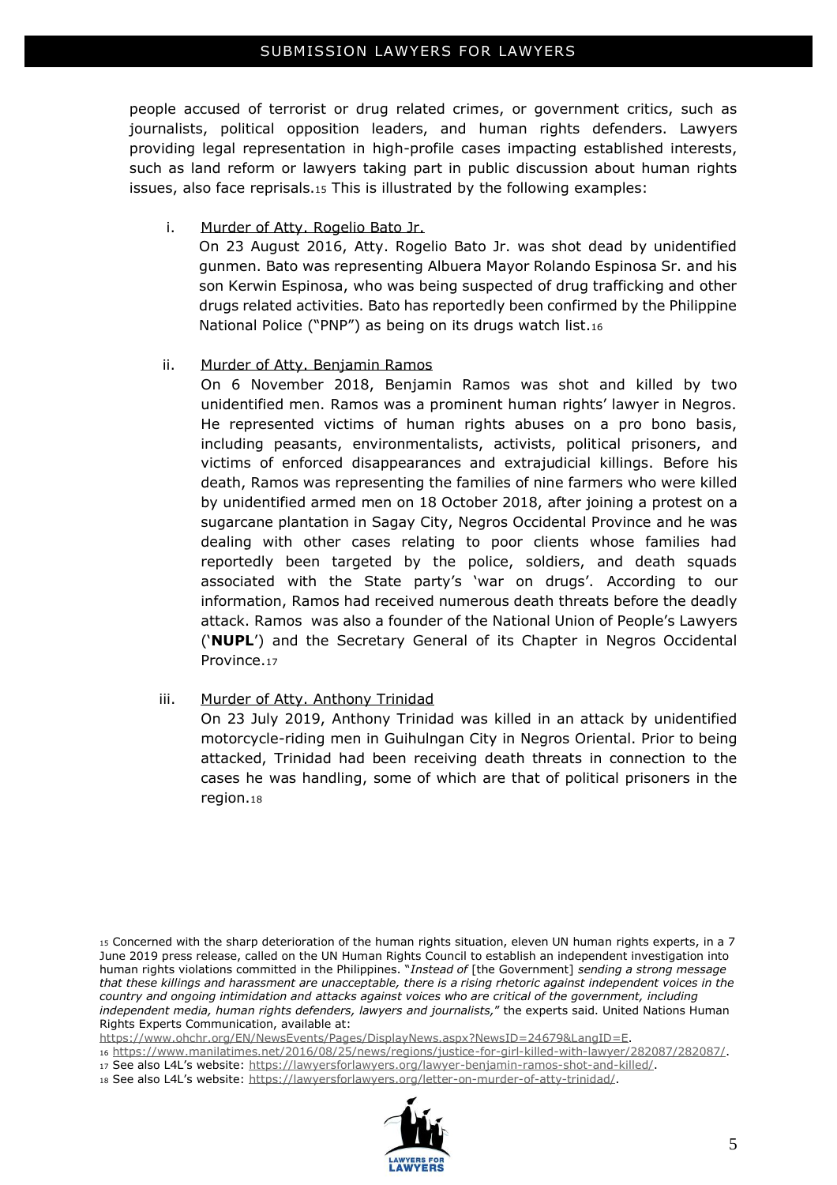people accused of terrorist or drug related crimes, or government critics, such as journalists, political opposition leaders, and human rights defenders. Lawyers providing legal representation in high-profile cases impacting established interests, such as land reform or lawyers taking part in public discussion about human rights issues, also face reprisals.[15] This is illustrated by the following examples:

i. Murder of Atty. Rogelio Bato Jr.
On 23 August 2016, Atty. Rogelio Bato Jr. was shot dead by unidentified gunmen. Bato was representing Albuera Mayor Rolando Espinosa Sr. and his son Kerwin Espinosa, who was being suspected of drug trafficking and other drugs related activities. Bato has reportedly been confirmed by the Philippine National Police ("PNP") as being on its drugs watch list.[16]

ii. Murder of Atty. Benjamin Ramos
On 6 November 2018, Benjamin Ramos was shot and killed by two unidentified men. Ramos was a prominent human rights' lawyer in Negros. He represented victims of human rights abuses on a pro bono basis, including peasants, environmentalists, activists, political prisoners, and victims of enforced disappearances and extrajudicial killings. Before his death, Ramos was representing the families of nine farmers who were killed by unidentified armed men on 18 October 2018, after joining a protest on a sugarcane plantation in Sagay City, Negros Occidental Province and he was dealing with other cases relating to poor clients whose families had reportedly been targeted by the police, soldiers, and death squads associated with the State party's 'war on drugs'. According to our information, Ramos had received numerous death threats before the deadly attack. Ramos was also a founder of the National Union of People's Lawyers ('**NUPL**') and the Secretary General of its Chapter in Negros Occidental Province.[17]

iii. Murder of Atty. Anthony Trinidad
On 23 July 2019, Anthony Trinidad was killed in an attack by unidentified motorcycle-riding men in Guihulngan City in Negros Oriental. Prior to being attacked, Trinidad had been receiving death threats in connection to the cases he was handling, some of which are that of political prisoners in the region.[18]

[15] Concerned with the sharp deterioration of the human rights situation, eleven UN human rights experts, in a 7 June 2019 press release, called on the UN Human Rights Council to establish an independent investigation into human rights violations committed in the Philippines. "*Instead of* [the Government] *sending a strong message that these killings and harassment are unacceptable, there is a rising rhetoric against independent voices in the country and ongoing intimidation and attacks against voices who are critical of the government, including independent media, human rights defenders, lawyers and journalists,*" the experts said. United Nations Human Rights Experts Communication, available at: https://www.ohchr.org/EN/NewsEvents/Pages/DisplayNews.aspx?NewsID=24679&LangID=E.

[16] https://www.manilatimes.net/2016/08/25/news/regions/justice-for-girl-killed-with-lawyer/282087/282087/.

[17] See also L4L's website: https://lawyersforlawyers.org/lawyer-benjamin-ramos-shot-and-killed/.

[18] See also L4L's website: https://lawyersforlawyers.org/letter-on-murder-of-atty-trinidad/.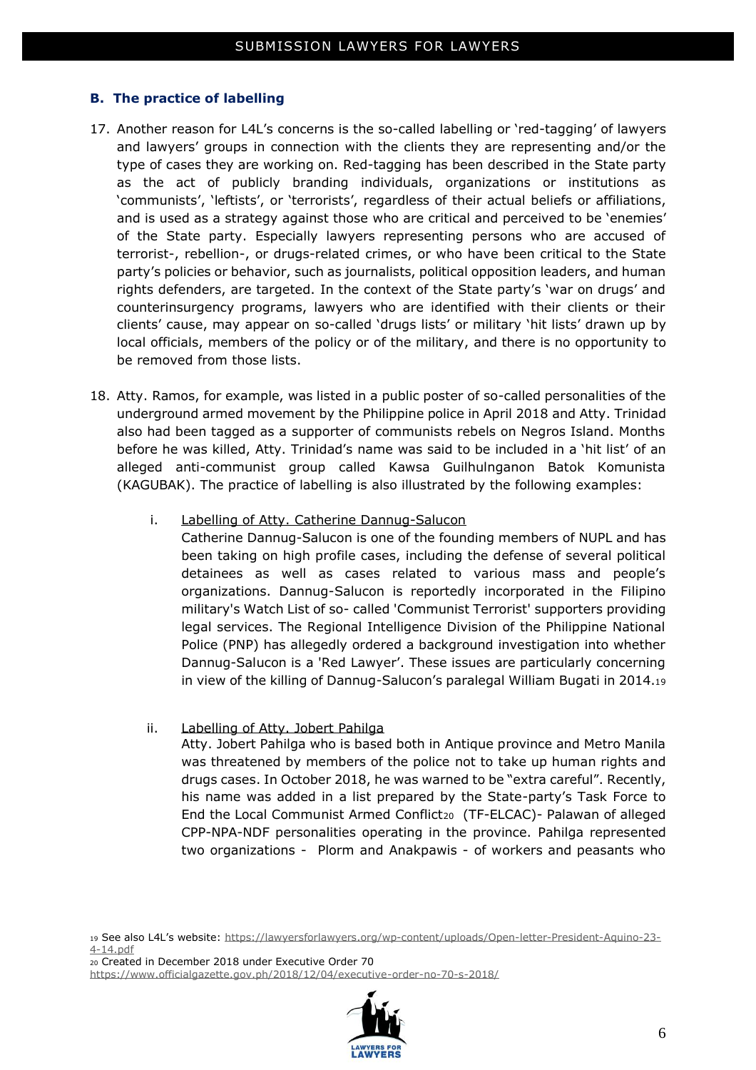### B. The practice of labelling

17. Another reason for L4L's concerns is the so-called labelling or 'red-tagging' of lawyers and lawyers' groups in connection with the clients they are representing and/or the type of cases they are working on. Red-tagging has been described in the State party as the act of publicly branding individuals, organizations or institutions as 'communists', 'leftists', or 'terrorists', regardless of their actual beliefs or affiliations, and is used as a strategy against those who are critical and perceived to be 'enemies' of the State party. Especially lawyers representing persons who are accused of terrorist-, rebellion-, or drugs-related crimes, or who have been critical to the State party's policies or behavior, such as journalists, political opposition leaders, and human rights defenders, are targeted. In the context of the State party's 'war on drugs' and counterinsurgency programs, lawyers who are identified with their clients or their clients' cause, may appear on so-called 'drugs lists' or military 'hit lists' drawn up by local officials, members of the policy or of the military, and there is no opportunity to be removed from those lists.

18. Atty. Ramos, for example, was listed in a public poster of so-called personalities of the underground armed movement by the Philippine police in April 2018 and Atty. Trinidad also had been tagged as a supporter of communists rebels on Negros Island. Months before he was killed, Atty. Trinidad's name was said to be included in a 'hit list' of an alleged anti-communist group called Kawsa Guilhulnganon Batok Komunista (KAGUBAK). The practice of labelling is also illustrated by the following examples:

    i. Labelling of Atty. Catherine Dannug-Salucon
    Catherine Dannug-Salucon is one of the founding members of NUPL and has been taking on high profile cases, including the defense of several political detainees as well as cases related to various mass and people's organizations. Dannug-Salucon is reportedly incorporated in the Filipino military's Watch List of so- called 'Communist Terrorist' supporters providing legal services. The Regional Intelligence Division of the Philippine National Police (PNP) has allegedly ordered a background investigation into whether Dannug-Salucon is a 'Red Lawyer'. These issues are particularly concerning in view of the killing of Dannug-Salucon's paralegal William Bugati in 2014.[19]

    ii. Labelling of Atty. Jobert Pahilga
    Atty. Jobert Pahilga who is based both in Antique province and Metro Manila was threatened by members of the police not to take up human rights and drugs cases. In October 2018, he was warned to be "extra careful". Recently, his name was added in a list prepared by the State-party's Task Force to End the Local Communist Armed Conflict[20] (TF-ELCAC)- Palawan of alleged CPP-NPA-NDF personalities operating in the province. Pahilga represented two organizations - Plorm and Anakpawis - of workers and peasants who

[19] See also L4L's website: https://lawyersforlawyers.org/wp-content/uploads/Open-letter-President-Aquino-23-4-14.pdf

[20] Created in December 2018 under Executive Order 70 https://www.officialgazette.gov.ph/2018/12/04/executive-order-no-70-s-2018/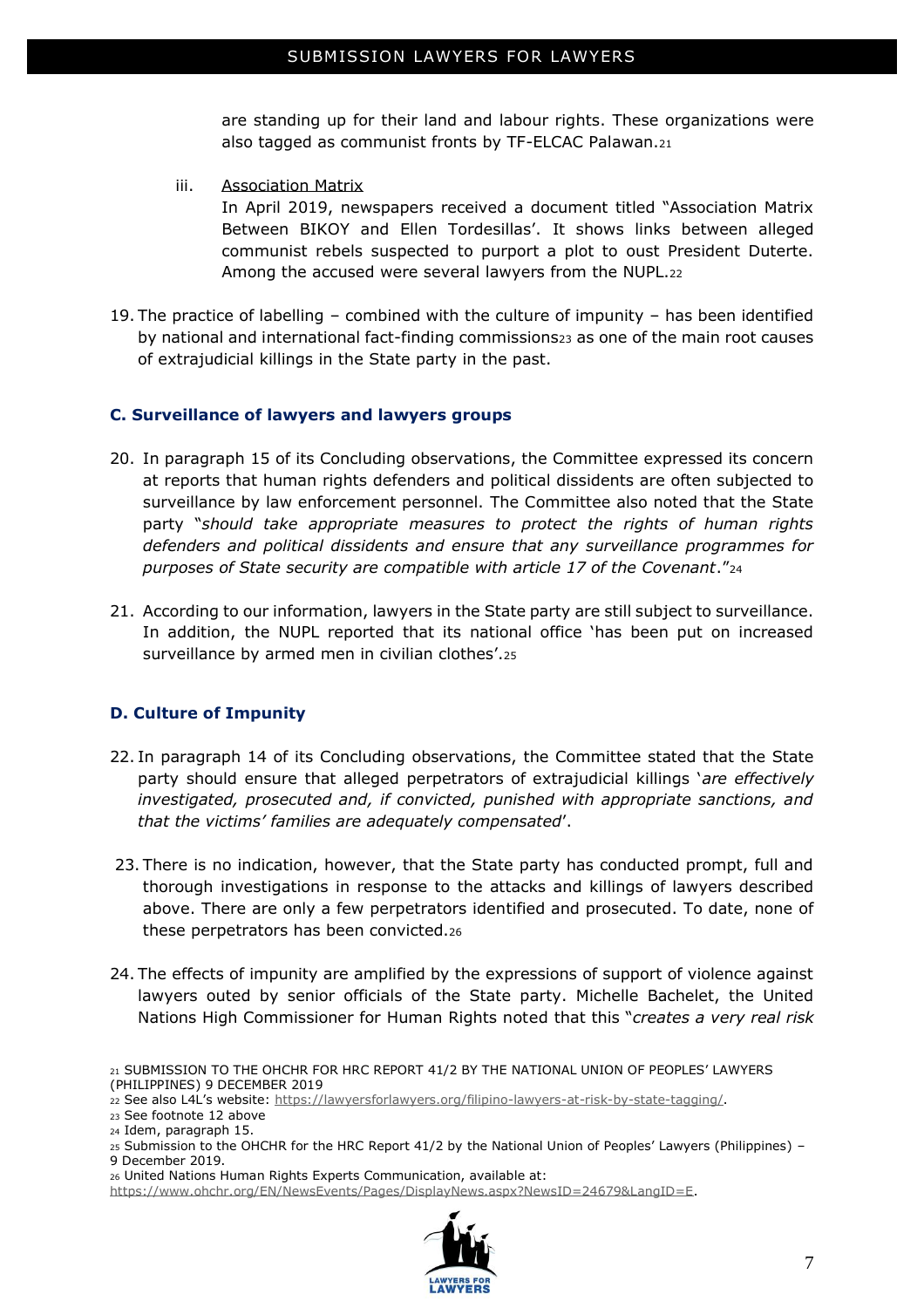are standing up for their land and labour rights. These organizations were also tagged as communist fronts by TF-ELCAC Palawan.[21]

iii. Association Matrix
In April 2019, newspapers received a document titled "Association Matrix Between BIKOY and Ellen Tordesillas'. It shows links between alleged communist rebels suspected to purport a plot to oust President Duterte. Among the accused were several lawyers from the NUPL.[22]

19. The practice of labelling – combined with the culture of impunity – has been identified by national and international fact-finding commissions[23] as one of the main root causes of extrajudicial killings in the State party in the past.

### C. Surveillance of lawyers and lawyers groups

20. In paragraph 15 of its Concluding observations, the Committee expressed its concern at reports that human rights defenders and political dissidents are often subjected to surveillance by law enforcement personnel. The Committee also noted that the State party "*should take appropriate measures to protect the rights of human rights defenders and political dissidents and ensure that any surveillance programmes for purposes of State security are compatible with article 17 of the Covenant*."[24]

21. According to our information, lawyers in the State party are still subject to surveillance. In addition, the NUPL reported that its national office 'has been put on increased surveillance by armed men in civilian clothes'.[25]

### D. Culture of Impunity

22. In paragraph 14 of its Concluding observations, the Committee stated that the State party should ensure that alleged perpetrators of extrajudicial killings '*are effectively investigated, prosecuted and, if convicted, punished with appropriate sanctions, and that the victims' families are adequately compensated*'.

23. There is no indication, however, that the State party has conducted prompt, full and thorough investigations in response to the attacks and killings of lawyers described above. There are only a few perpetrators identified and prosecuted. To date, none of these perpetrators has been convicted.[26]

24. The effects of impunity are amplified by the expressions of support of violence against lawyers outed by senior officials of the State party. Michelle Bachelet, the United Nations High Commissioner for Human Rights noted that this "*creates a very real risk*

---

[21] SUBMISSION TO THE OHCHR FOR HRC REPORT 41/2 BY THE NATIONAL UNION OF PEOPLES' LAWYERS (PHILIPPINES) 9 DECEMBER 2019

[22] See also L4L's website: https://lawyersforlawyers.org/filipino-lawyers-at-risk-by-state-tagging/.

[23] See footnote 12 above

[24] Idem, paragraph 15.

[25] Submission to the OHCHR for the HRC Report 41/2 by the National Union of Peoples' Lawyers (Philippines) – 9 December 2019.

[26] United Nations Human Rights Experts Communication, available at: https://www.ohchr.org/EN/NewsEvents/Pages/DisplayNews.aspx?NewsID=24679&LangID=E.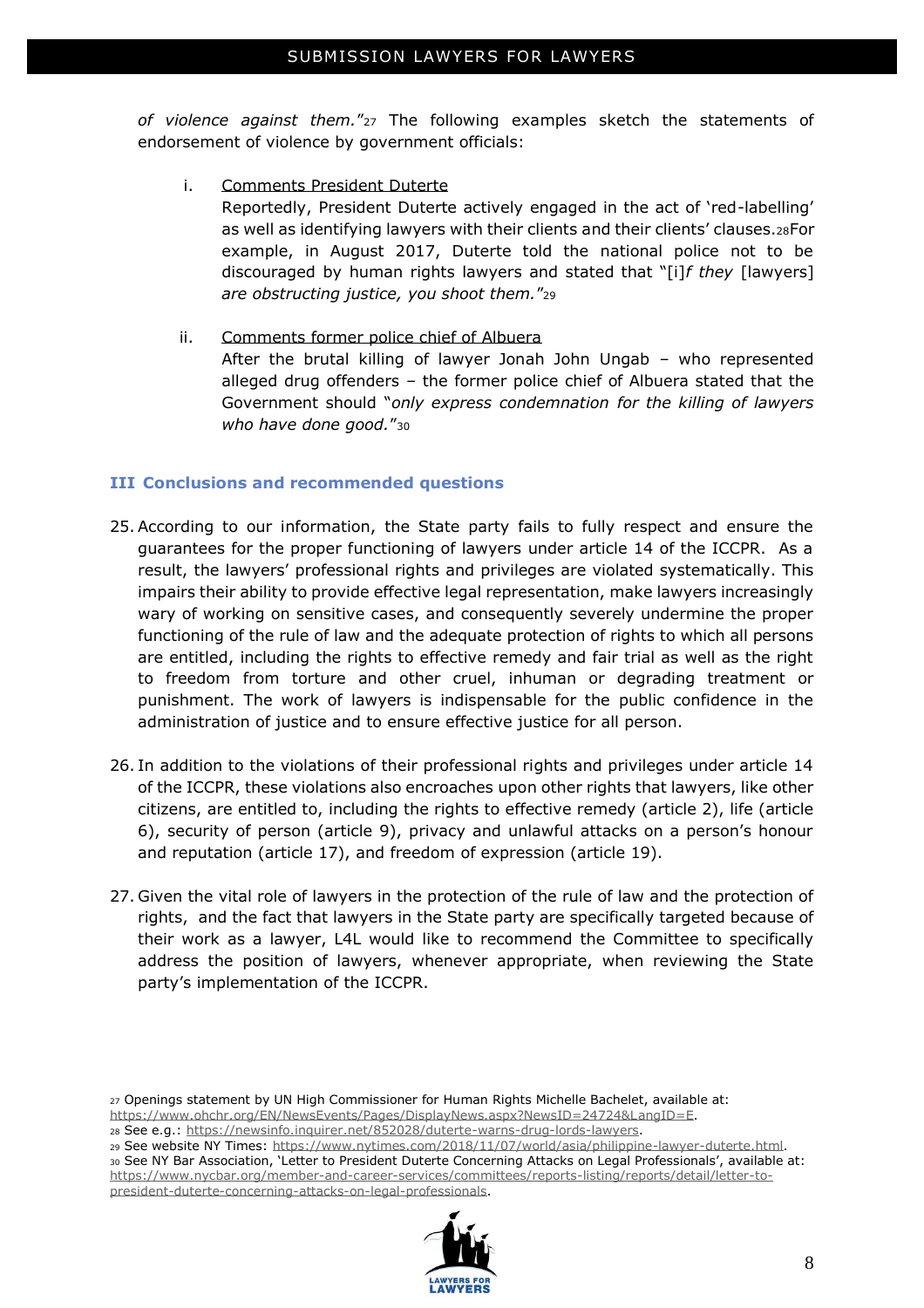*of violence against them.*"[27] The following examples sketch the statements of endorsement of violence by government officials:

i. Comments President Duterte
Reportedly, President Duterte actively engaged in the act of 'red-labelling' as well as identifying lawyers with their clients and their clients' clauses.[28] For example, in August 2017, Duterte told the national police not to be discouraged by human rights lawyers and stated that "[i]*f they* [lawyers] *are obstructing justice, you shoot them.*"[29]

ii. Comments former police chief of Albuera
After the brutal killing of lawyer Jonah John Ungab – who represented alleged drug offenders – the former police chief of Albuera stated that the Government should "*only express condemnation for the killing of lawyers who have done good.*"[30]

### III Conclusions and recommended questions

25. According to our information, the State party fails to fully respect and ensure the guarantees for the proper functioning of lawyers under article 14 of the ICCPR. As a result, the lawyers' professional rights and privileges are violated systematically. This impairs their ability to provide effective legal representation, make lawyers increasingly wary of working on sensitive cases, and consequently severely undermine the proper functioning of the rule of law and the adequate protection of rights to which all persons are entitled, including the rights to effective remedy and fair trial as well as the right to freedom from torture and other cruel, inhuman or degrading treatment or punishment. The work of lawyers is indispensable for the public confidence in the administration of justice and to ensure effective justice for all person.

26. In addition to the violations of their professional rights and privileges under article 14 of the ICCPR, these violations also encroaches upon other rights that lawyers, like other citizens, are entitled to, including the rights to effective remedy (article 2), life (article 6), security of person (article 9), privacy and unlawful attacks on a person's honour and reputation (article 17), and freedom of expression (article 19).

27. Given the vital role of lawyers in the protection of the rule of law and the protection of rights, and the fact that lawyers in the State party are specifically targeted because of their work as a lawyer, L4L would like to recommend the Committee to specifically address the position of lawyers, whenever appropriate, when reviewing the State party's implementation of the ICCPR.

[27] Openings statement by UN High Commissioner for Human Rights Michelle Bachelet, available at: https://www.ohchr.org/EN/NewsEvents/Pages/DisplayNews.aspx?NewsID=24724&LangID=E.
[28] See e.g.: https://newsinfo.inquirer.net/852028/duterte-warns-drug-lords-lawyers.
[29] See website NY Times: https://www.nytimes.com/2018/11/07/world/asia/philippine-lawyer-duterte.html.
[30] See NY Bar Association, 'Letter to President Duterte Concerning Attacks on Legal Professionals', available at: https://www.nycbar.org/member-and-career-services/committees/reports-listing/reports/detail/letter-to-president-duterte-concerning-attacks-on-legal-professionals.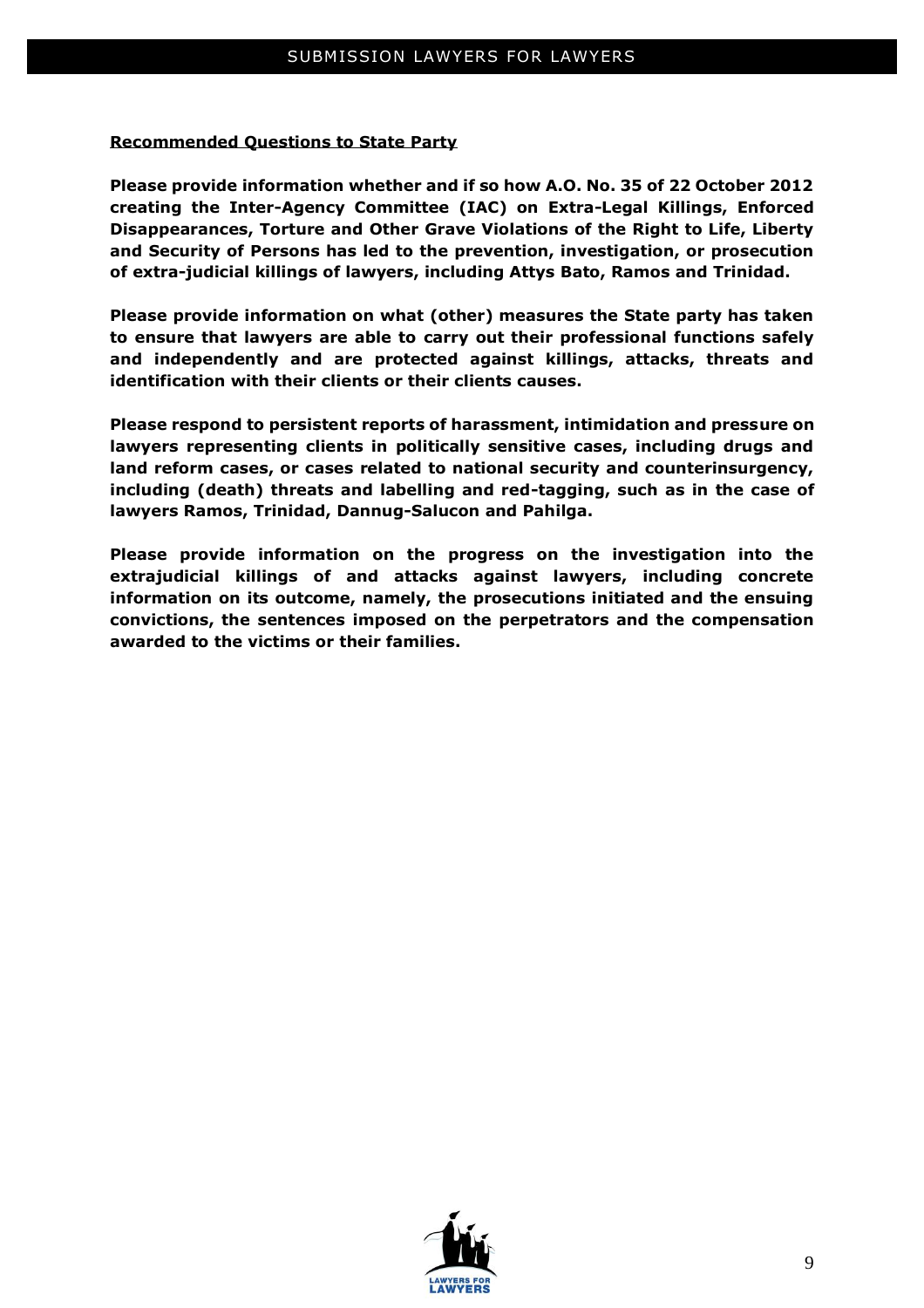**Recommended Questions to State Party**

**Please provide information whether and if so how A.O. No. 35 of 22 October 2012 creating the Inter-Agency Committee (IAC) on Extra-Legal Killings, Enforced Disappearances, Torture and Other Grave Violations of the Right to Life, Liberty and Security of Persons has led to the prevention, investigation, or prosecution of extra-judicial killings of lawyers, including Attys Bato, Ramos and Trinidad.**

**Please provide information on what (other) measures the State party has taken to ensure that lawyers are able to carry out their professional functions safely and independently and are protected against killings, attacks, threats and identification with their clients or their clients causes.**

**Please respond to persistent reports of harassment, intimidation and pressure on lawyers representing clients in politically sensitive cases, including drugs and land reform cases, or cases related to national security and counterinsurgency, including (death) threats and labelling and red-tagging, such as in the case of lawyers Ramos, Trinidad, Dannug-Salucon and Pahilga.**

**Please provide information on the progress on the investigation into the extrajudicial killings of and attacks against lawyers, including concrete information on its outcome, namely, the prosecutions initiated and the ensuing convictions, the sentences imposed on the perpetrators and the compensation awarded to the victims or their families.**